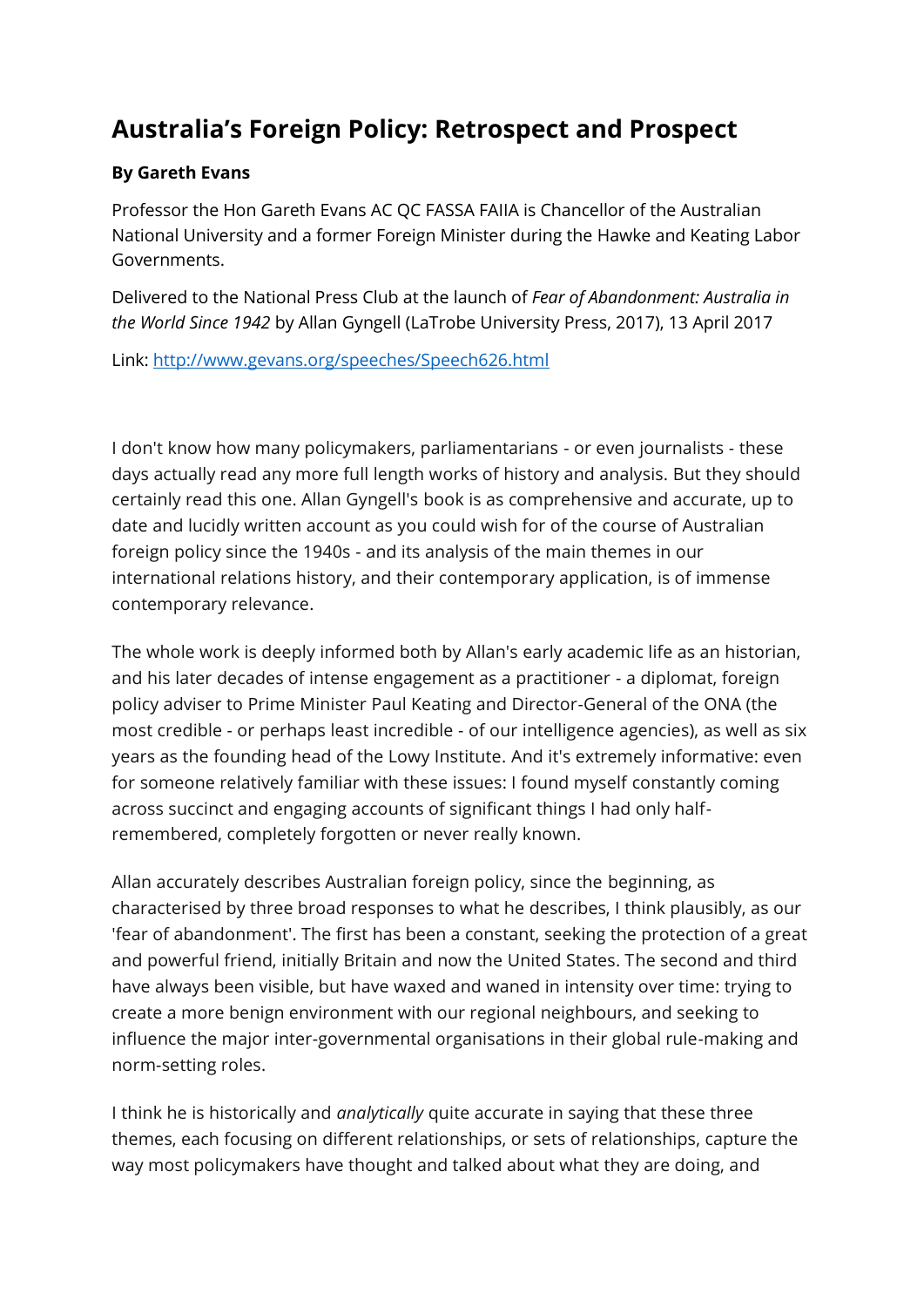# Australia's Foreign Policy: Retrospect and Prospect

**By Gareth Evans**

Professor the Hon Gareth Evans AC QC FASSA FAIIA is Chancellor of the Australian National University and a former Foreign Minister during the Hawke and Keating Labor Governments.

Delivered to the National Press Club at the launch of *Fear of Abandonment: Australia in the World Since 1942* by Allan Gyngell (LaTrobe University Press, 2017), 13 April 2017

Link: [http://www.gevans.org/speeches/Speech626.html](http://www.gevans.org/speeches/Speech626.html)

I don't know how many policymakers, parliamentarians - or even journalists - these days actually read any more full length works of history and analysis. But they should certainly read this one. Allan Gyngell's book is as comprehensive and accurate, up to date and lucidly written account as you could wish for of the course of Australian foreign policy since the 1940s - and its analysis of the main themes in our international relations history, and their contemporary application, is of immense contemporary relevance.

The whole work is deeply informed both by Allan's early academic life as an historian, and his later decades of intense engagement as a practitioner - a diplomat, foreign policy adviser to Prime Minister Paul Keating and Director-General of the ONA (the most credible - or perhaps least incredible - of our intelligence agencies), as well as six years as the founding head of the Lowy Institute. And it's extremely informative: even for someone relatively familiar with these issues: I found myself constantly coming across succinct and engaging accounts of significant things I had only half-remembered, completely forgotten or never really known.

Allan accurately describes Australian foreign policy, since the beginning, as characterised by three broad responses to what he describes, I think plausibly, as our 'fear of abandonment'. The first has been a constant, seeking the protection of a great and powerful friend, initially Britain and now the United States. The second and third have always been visible, but have waxed and waned in intensity over time: trying to create a more benign environment with our regional neighbours, and seeking to influence the major inter-governmental organisations in their global rule-making and norm-setting roles.

I think he is historically and *analytically* quite accurate in saying that these three themes, each focusing on different relationships, or sets of relationships, capture the way most policymakers have thought and talked about what they are doing, and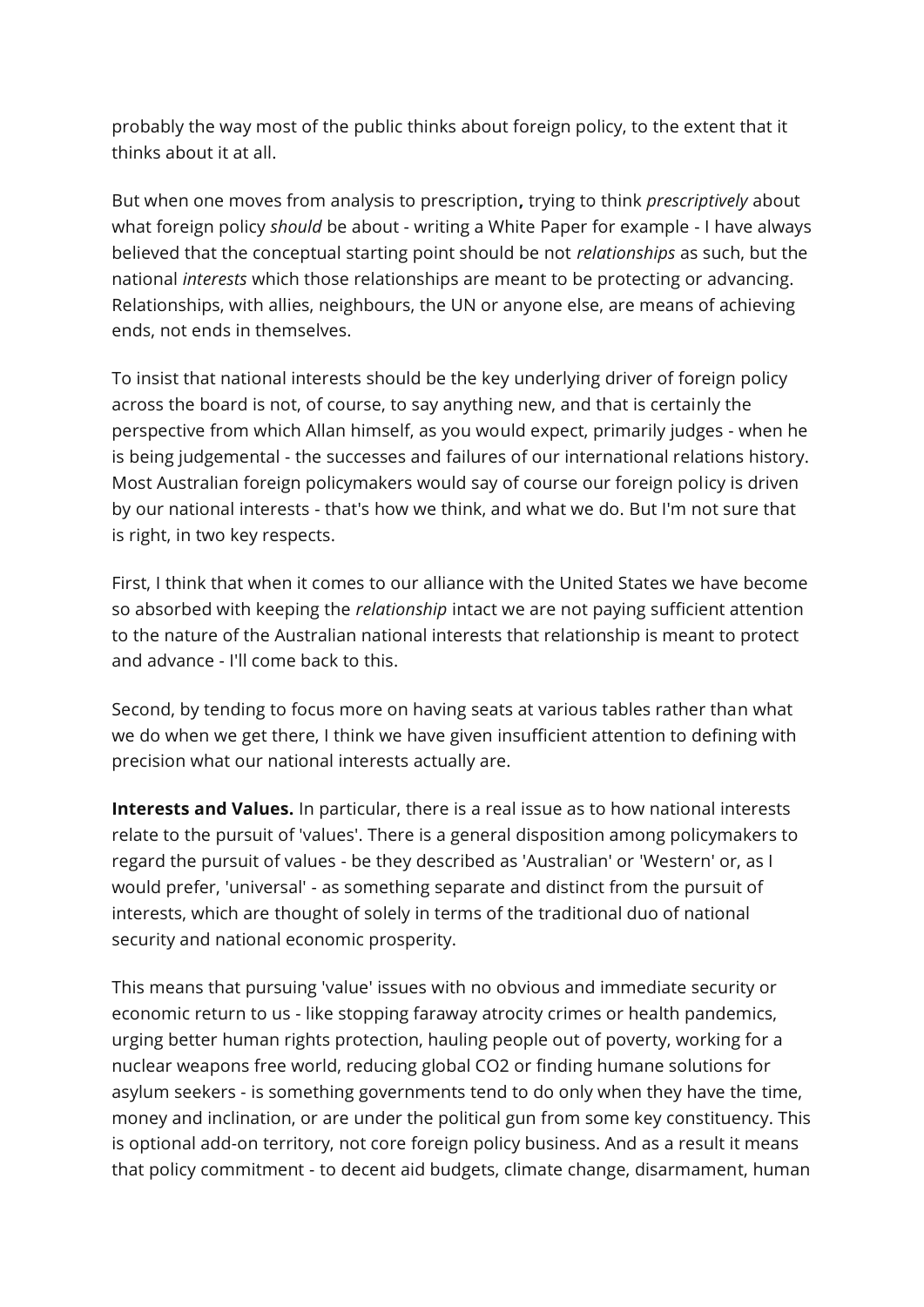probably the way most of the public thinks about foreign policy, to the extent that it thinks about it at all.

But when one moves from analysis to prescription**,** trying to think *prescriptively* about what foreign policy *should* be about - writing a White Paper for example - I have always believed that the conceptual starting point should be not *relationships* as such, but the national *interests* which those relationships are meant to be protecting or advancing. Relationships, with allies, neighbours, the UN or anyone else, are means of achieving ends, not ends in themselves.

To insist that national interests should be the key underlying driver of foreign policy across the board is not, of course, to say anything new, and that is certainly the perspective from which Allan himself, as you would expect, primarily judges - when he is being judgemental - the successes and failures of our international relations history. Most Australian foreign policymakers would say of course our foreign policy is driven by our national interests - that's how we think, and what we do. But I'm not sure that is right, in two key respects.

First, I think that when it comes to our alliance with the United States we have become so absorbed with keeping the *relationship* intact we are not paying sufficient attention to the nature of the Australian national interests that relationship is meant to protect and advance - I'll come back to this.

Second, by tending to focus more on having seats at various tables rather than what we do when we get there, I think we have given insufficient attention to defining with precision what our national interests actually are.

**Interests and Values.** In particular, there is a real issue as to how national interests relate to the pursuit of 'values'. There is a general disposition among policymakers to regard the pursuit of values - be they described as 'Australian' or 'Western' or, as I would prefer, 'universal' - as something separate and distinct from the pursuit of interests, which are thought of solely in terms of the traditional duo of national security and national economic prosperity.

This means that pursuing 'value' issues with no obvious and immediate security or economic return to us - like stopping faraway atrocity crimes or health pandemics, urging better human rights protection, hauling people out of poverty, working for a nuclear weapons free world, reducing global $CO_2$ or finding humane solutions for asylum seekers - is something governments tend to do only when they have the time, money and inclination, or are under the political gun from some key constituency. This is optional add-on territory, not core foreign policy business. And as a result it means that policy commitment - to decent aid budgets, climate change, disarmament, human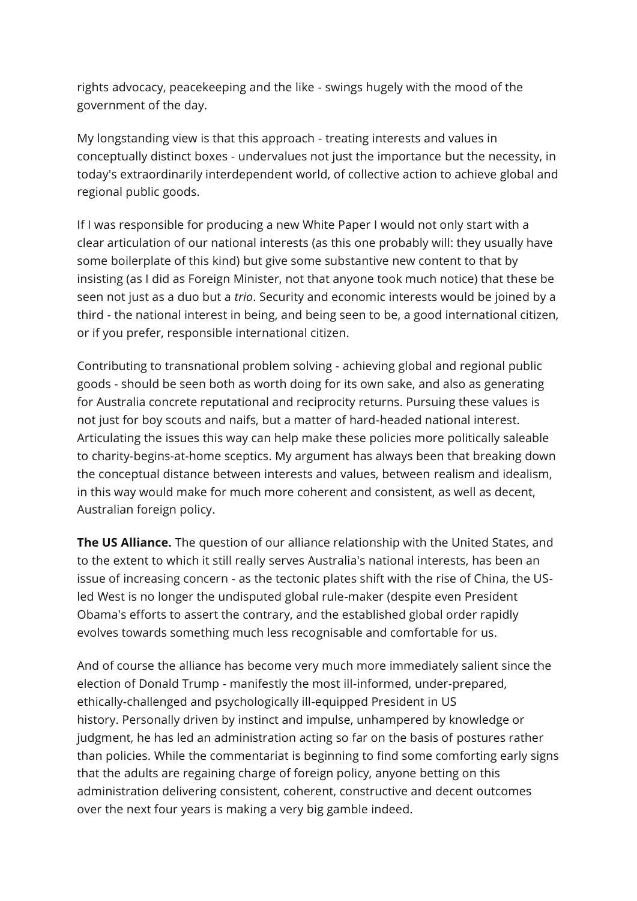rights advocacy, peacekeeping and the like - swings hugely with the mood of the government of the day.

My longstanding view is that this approach - treating interests and values in conceptually distinct boxes - undervalues not just the importance but the necessity, in today's extraordinarily interdependent world, of collective action to achieve global and regional public goods.

If I was responsible for producing a new White Paper I would not only start with a clear articulation of our national interests (as this one probably will: they usually have some boilerplate of this kind) but give some substantive new content to that by insisting (as I did as Foreign Minister, not that anyone took much notice) that these be seen not just as a duo but a *trio*. Security and economic interests would be joined by a third - the national interest in being, and being seen to be, a good international citizen, or if you prefer, responsible international citizen.

Contributing to transnational problem solving - achieving global and regional public goods - should be seen both as worth doing for its own sake, and also as generating for Australia concrete reputational and reciprocity returns. Pursuing these values is not just for boy scouts and naifs, but a matter of hard-headed national interest. Articulating the issues this way can help make these policies more politically saleable to charity-begins-at-home sceptics. My argument has always been that breaking down the conceptual distance between interests and values, between realism and idealism, in this way would make for much more coherent and consistent, as well as decent, Australian foreign policy.

**The US Alliance.** The question of our alliance relationship with the United States, and to the extent to which it still really serves Australia's national interests, has been an issue of increasing concern - as the tectonic plates shift with the rise of China, the US-led West is no longer the undisputed global rule-maker (despite even President Obama's efforts to assert the contrary, and the established global order rapidly evolves towards something much less recognisable and comfortable for us.

And of course the alliance has become very much more immediately salient since the election of Donald Trump - manifestly the most ill-informed, under-prepared, ethically-challenged and psychologically ill-equipped President in US history. Personally driven by instinct and impulse, unhampered by knowledge or judgment, he has led an administration acting so far on the basis of postures rather than policies. While the commentariat is beginning to find some comforting early signs that the adults are regaining charge of foreign policy, anyone betting on this administration delivering consistent, coherent, constructive and decent outcomes over the next four years is making a very big gamble indeed.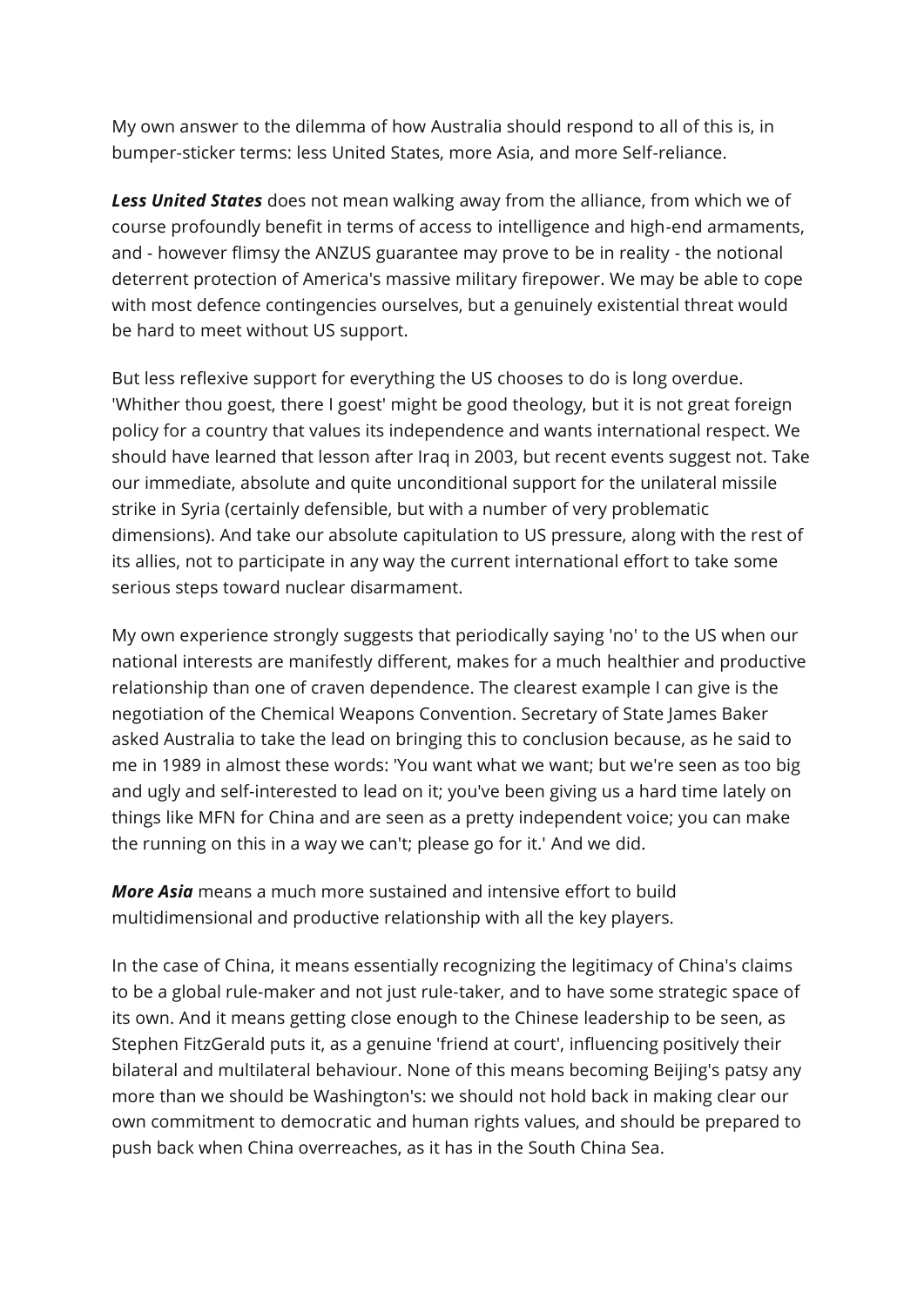My own answer to the dilemma of how Australia should respond to all of this is, in bumper-sticker terms: less United States, more Asia, and more Self-reliance.

***Less United States*** does not mean walking away from the alliance, from which we of course profoundly benefit in terms of access to intelligence and high-end armaments, and - however flimsy the ANZUS guarantee may prove to be in reality - the notional deterrent protection of America's massive military firepower. We may be able to cope with most defence contingencies ourselves, but a genuinely existential threat would be hard to meet without US support.

But less reflexive support for everything the US chooses to do is long overdue. 'Whither thou goest, there I goest' might be good theology, but it is not great foreign policy for a country that values its independence and wants international respect. We should have learned that lesson after Iraq in 2003, but recent events suggest not. Take our immediate, absolute and quite unconditional support for the unilateral missile strike in Syria (certainly defensible, but with a number of very problematic dimensions). And take our absolute capitulation to US pressure, along with the rest of its allies, not to participate in any way the current international effort to take some serious steps toward nuclear disarmament.

My own experience strongly suggests that periodically saying 'no' to the US when our national interests are manifestly different, makes for a much healthier and productive relationship than one of craven dependence. The clearest example I can give is the negotiation of the Chemical Weapons Convention. Secretary of State James Baker asked Australia to take the lead on bringing this to conclusion because, as he said to me in 1989 in almost these words: 'You want what we want; but we're seen as too big and ugly and self-interested to lead on it; you've been giving us a hard time lately on things like MFN for China and are seen as a pretty independent voice; you can make the running on this in a way we can't; please go for it.' And we did.

***More Asia*** means a much more sustained and intensive effort to build multidimensional and productive relationship with all the key players.

In the case of China, it means essentially recognizing the legitimacy of China's claims to be a global rule-maker and not just rule-taker, and to have some strategic space of its own. And it means getting close enough to the Chinese leadership to be seen, as Stephen FitzGerald puts it, as a genuine 'friend at court', influencing positively their bilateral and multilateral behaviour. None of this means becoming Beijing's patsy any more than we should be Washington's: we should not hold back in making clear our own commitment to democratic and human rights values, and should be prepared to push back when China overreaches, as it has in the South China Sea.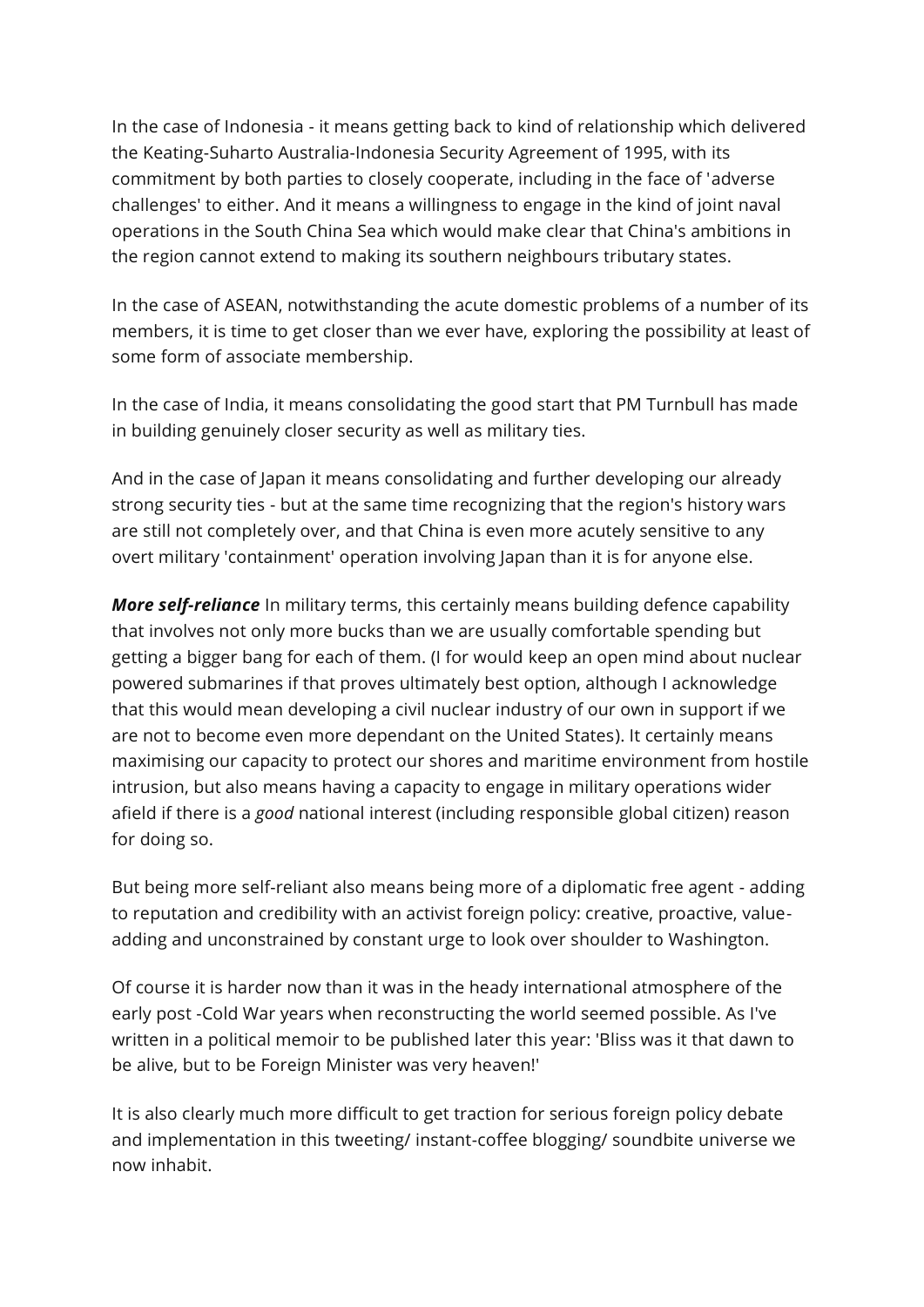In the case of Indonesia - it means getting back to kind of relationship which delivered the Keating-Suharto Australia-Indonesia Security Agreement of 1995, with its commitment by both parties to closely cooperate, including in the face of 'adverse challenges' to either. And it means a willingness to engage in the kind of joint naval operations in the South China Sea which would make clear that China's ambitions in the region cannot extend to making its southern neighbours tributary states.

In the case of ASEAN, notwithstanding the acute domestic problems of a number of its members, it is time to get closer than we ever have, exploring the possibility at least of some form of associate membership.

In the case of India, it means consolidating the good start that PM Turnbull has made in building genuinely closer security as well as military ties.

And in the case of Japan it means consolidating and further developing our already strong security ties - but at the same time recognizing that the region's history wars are still not completely over, and that China is even more acutely sensitive to any overt military 'containment' operation involving Japan than it is for anyone else.

***More self-reliance*** In military terms, this certainly means building defence capability that involves not only more bucks than we are usually comfortable spending but getting a bigger bang for each of them. (I for would keep an open mind about nuclear powered submarines if that proves ultimately best option, although I acknowledge that this would mean developing a civil nuclear industry of our own in support if we are not to become even more dependant on the United States). It certainly means maximising our capacity to protect our shores and maritime environment from hostile intrusion, but also means having a capacity to engage in military operations wider afield if there is a *good* national interest (including responsible global citizen) reason for doing so.

But being more self-reliant also means being more of a diplomatic free agent - adding to reputation and credibility with an activist foreign policy: creative, proactive, value-adding and unconstrained by constant urge to look over shoulder to Washington.

Of course it is harder now than it was in the heady international atmosphere of the early post -Cold War years when reconstructing the world seemed possible. As I've written in a political memoir to be published later this year: 'Bliss was it that dawn to be alive, but to be Foreign Minister was very heaven!'

It is also clearly much more difficult to get traction for serious foreign policy debate and implementation in this tweeting/ instant-coffee blogging/ soundbite universe we now inhabit.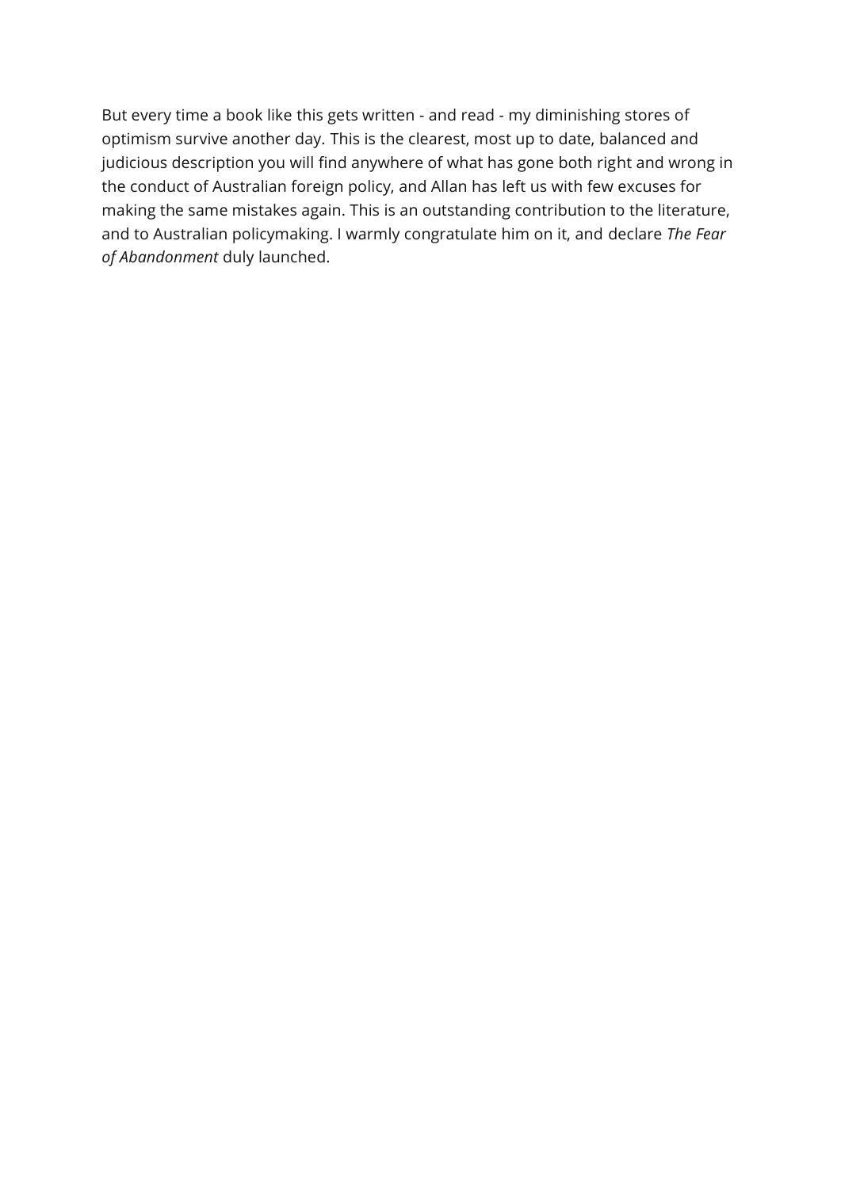But every time a book like this gets written - and read - my diminishing stores of optimism survive another day. This is the clearest, most up to date, balanced and judicious description you will find anywhere of what has gone both right and wrong in the conduct of Australian foreign policy, and Allan has left us with few excuses for making the same mistakes again. This is an outstanding contribution to the literature, and to Australian policymaking. I warmly congratulate him on it, and declare *The Fear of Abandonment* duly launched.